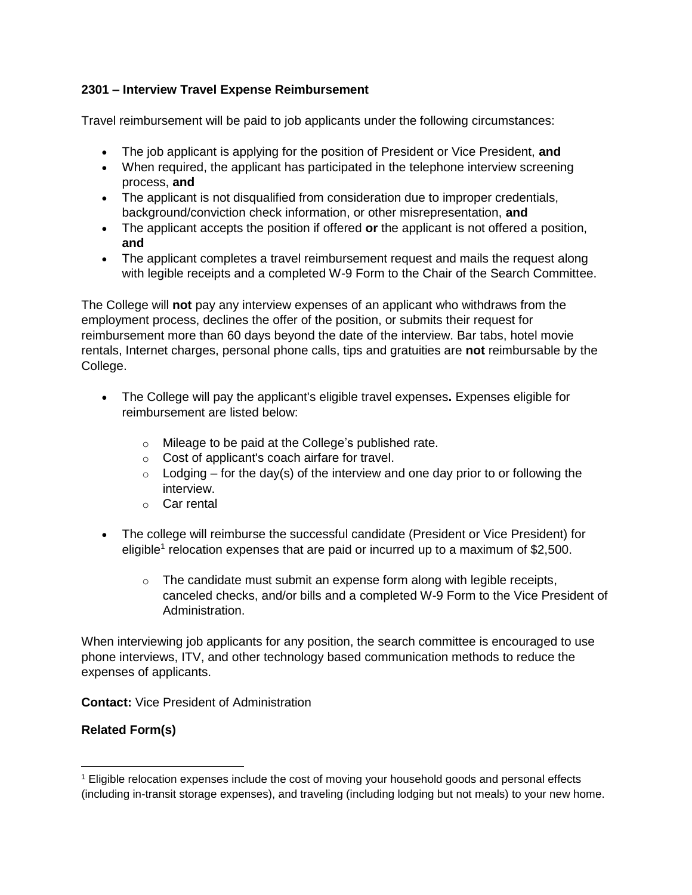**2301 – Interview Travel Expense Reimbursement**

Travel reimbursement will be paid to job applicants under the following circumstances:

- The job applicant is applying for the position of President or Vice President, **and**
- When required, the applicant has participated in the telephone interview screening process, **and**
- The applicant is not disqualified from consideration due to improper credentials, background/conviction check information, or other misrepresentation, **and**
- The applicant accepts the position if offered **or** the applicant is not offered a position, **and**
- The applicant completes a travel reimbursement request and mails the request along with legible receipts and a completed W-9 Form to the Chair of the Search Committee.

The College will **not** pay any interview expenses of an applicant who withdraws from the employment process, declines the offer of the position, or submits their request for reimbursement more than 60 days beyond the date of the interview. Bar tabs, hotel movie rentals, Internet charges, personal phone calls, tips and gratuities are **not** reimbursable by the College.

- The College will pay the applicant's eligible travel expenses**.** Expenses eligible for reimbursement are listed below:
  - Mileage to be paid at the College's published rate.
  - Cost of applicant's coach airfare for travel.
  - Lodging – for the day(s) of the interview and one day prior to or following the interview.
  - Car rental
- The college will reimburse the successful candidate (President or Vice President) for eligible[1] relocation expenses that are paid or incurred up to a maximum of $2,500.
  - The candidate must submit an expense form along with legible receipts, canceled checks, and/or bills and a completed W-9 Form to the Vice President of Administration.

When interviewing job applicants for any position, the search committee is encouraged to use phone interviews, ITV, and other technology based communication methods to reduce the expenses of applicants.

**Contact:** Vice President of Administration

**Related Form(s)**

---

[1] Eligible relocation expenses include the cost of moving your household goods and personal effects (including in-transit storage expenses), and traveling (including lodging but not meals) to your new home.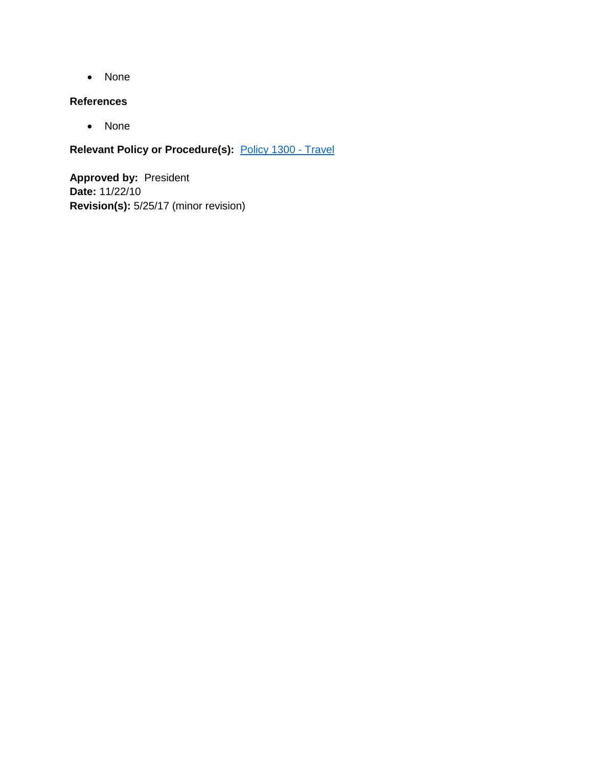- None

**References**

- None

**Relevant Policy or Procedure(s):** [Policy 1300 - Travel]()

**Approved by:** President
**Date:** 11/22/10
**Revision(s):** 5/25/17 (minor revision)